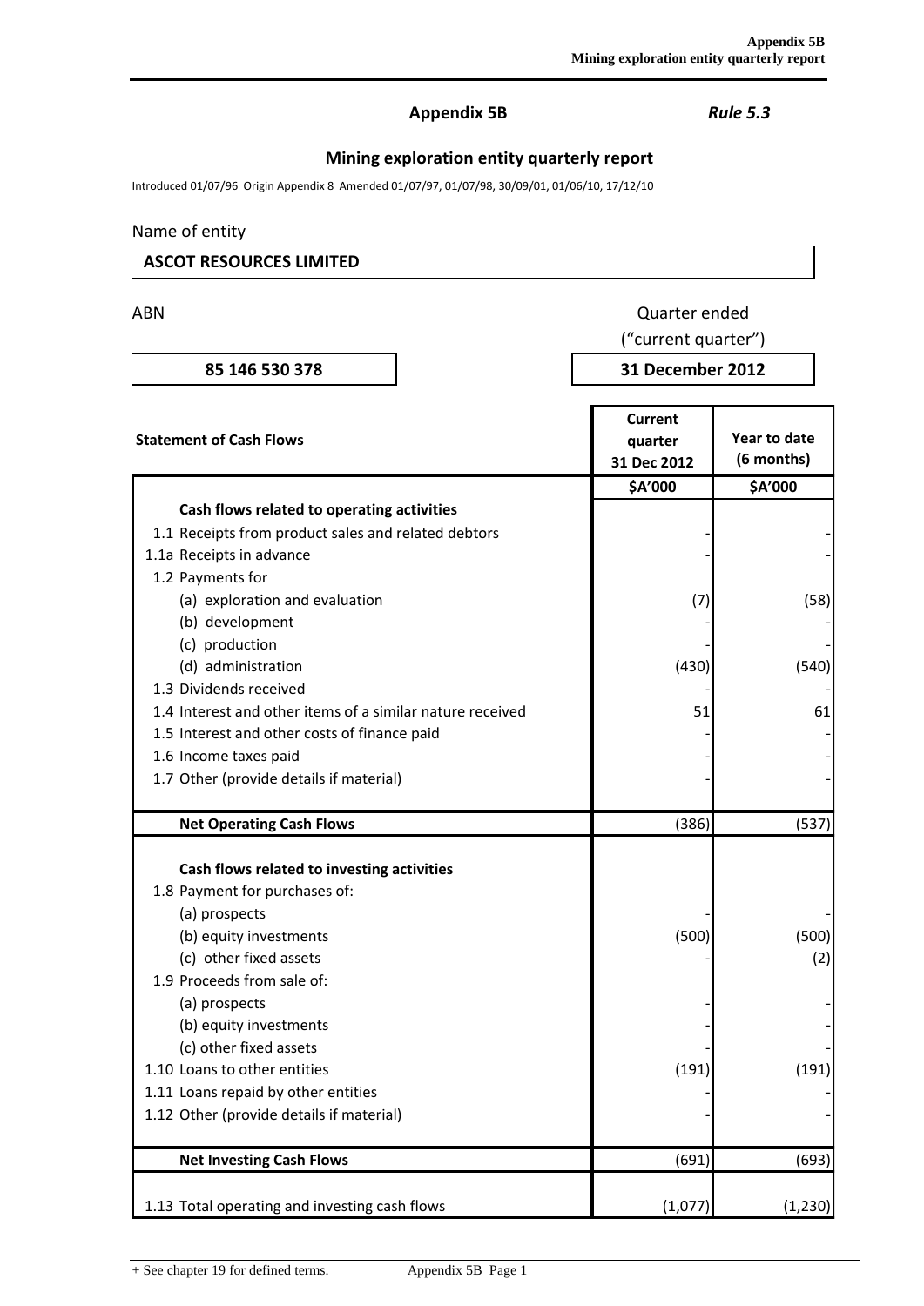**Appendix 5B** *Rule 5.3*

## Mining exploration entity quarterly report

Introduced 01/07/96 Origin Appendix 8 Amended 01/07/97, 01/07/98, 30/09/01, 01/06/10, 17/12/10

Name of entity

**ASCOT RESOURCES LIMITED**

| ABN | Quarter ended ("current quarter") |
|---|---|
| **85 146 530 378** | **31 December 2012** |

| Statement of Cash Flows | Current quarter 31 Dec 2012 | Year to date (6 months) |
|---|---|---|
| | **\$A'000** | **\$A'000** |
| **Cash flows related to operating activities** | | |
| 1.1 Receipts from product sales and related debtors | - | - |
| 1.1a Receipts in advance | - | - |
| 1.2 Payments for | | |
| (a) exploration and evaluation | (7) | (58) |
| (b) development | - | - |
| (c) production | - | - |
| (d) administration | (430) | (540) |
| 1.3 Dividends received | - | - |
| 1.4 Interest and other items of a similar nature received | 51 | 61 |
| 1.5 Interest and other costs of finance paid | - | - |
| 1.6 Income taxes paid | - | - |
| 1.7 Other (provide details if material) | - | - |
| **Net Operating Cash Flows** | (386) | (537) |
| **Cash flows related to investing activities** | | |
| 1.8 Payment for purchases of: | | |
| (a) prospects | - | - |
| (b) equity investments | (500) | (500) |
| (c) other fixed assets | - | (2) |
| 1.9 Proceeds from sale of: | | |
| (a) prospects | - | - |
| (b) equity investments | - | - |
| (c) other fixed assets | - | - |
| 1.10 Loans to other entities | (191) | (191) |
| 1.11 Loans repaid by other entities | - | - |
| 1.12 Other (provide details if material) | - | - |
| **Net Investing Cash Flows** | (691) | (693) |
| 1.13 Total operating and investing cash flows | (1,077) | (1,230) |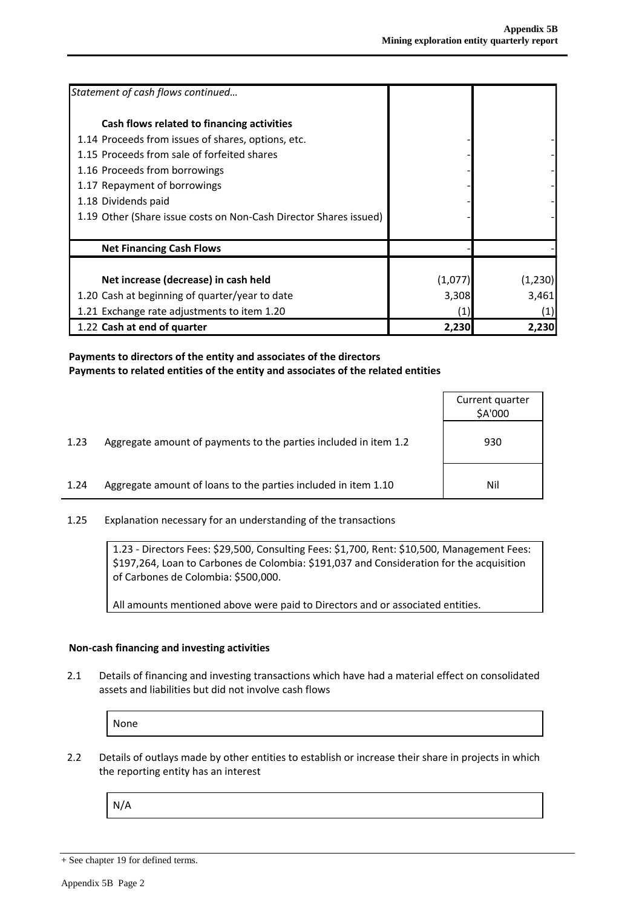| *Statement of cash flows continued…* | | |
|---|---|---|
| **Cash flows related to financing activities** | | |
| 1.14 Proceeds from issues of shares, options, etc. | - | - |
| 1.15 Proceeds from sale of forfeited shares | - | - |
| 1.16 Proceeds from borrowings | - | - |
| 1.17 Repayment of borrowings | - | - |
| 1.18 Dividends paid | - | - |
| 1.19 Other (Share issue costs on Non-Cash Director Shares issued) | - | - |
| **Net Financing Cash Flows** | - | - |
| **Net increase (decrease) in cash held** | (1,077) | (1,230) |
| 1.20 Cash at beginning of quarter/year to date | 3,308 | 3,461 |
| 1.21 Exchange rate adjustments to item 1.20 | (1) | (1) |
| 1.22 **Cash at end of quarter** | **2,230** | **2,230** |

**Payments to directors of the entity and associates of the directors**
**Payments to related entities of the entity and associates of the related entities**

| | | Current quarter $A'000 |
|---|---|---|
| 1.23 | Aggregate amount of payments to the parties included in item 1.2 | 930 |
| 1.24 | Aggregate amount of loans to the parties included in item 1.10 | Nil |

1.25 Explanation necessary for an understanding of the transactions

1.23 - Directors Fees: $29,500, Consulting Fees: $1,700, Rent: $10,500, Management Fees: $197,264, Loan to Carbones de Colombia: $191,037 and Consideration for the acquisition of Carbones de Colombia: $500,000.

All amounts mentioned above were paid to Directors and or associated entities.

**Non-cash financing and investing activities**

2.1 Details of financing and investing transactions which have had a material effect on consolidated assets and liabilities but did not involve cash flows

None

2.2 Details of outlays made by other entities to establish or increase their share in projects in which the reporting entity has an interest

N/A

+ See chapter 19 for defined terms.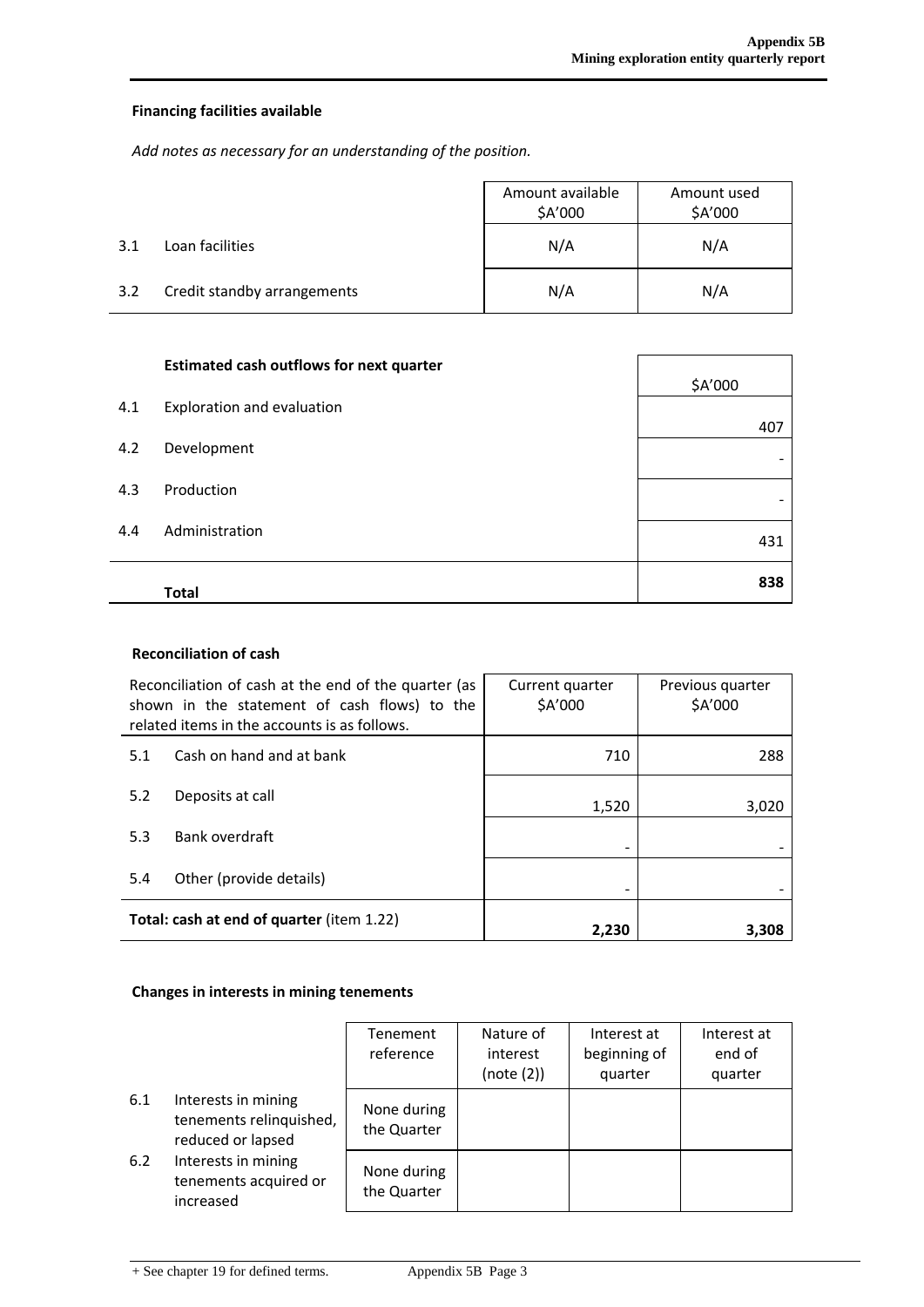**Financing facilities available**

*Add notes as necessary for an understanding of the position.*

| | | Amount available $A'000 | Amount used $A'000 |
|---|---|---|---|
| 3.1 | Loan facilities | N/A | N/A |
| 3.2 | Credit standby arrangements | N/A | N/A |

| | **Estimated cash outflows for next quarter** | $A'000 |
|---|---|---|
| 4.1 | Exploration and evaluation | 407 |
| 4.2 | Development | - |
| 4.3 | Production | - |
| 4.4 | Administration | 431 |
| | **Total** | **838** |

**Reconciliation of cash**

| Reconciliation of cash at the end of the quarter (as shown in the statement of cash flows) to the related items in the accounts is as follows. | | Current quarter $A'000 | Previous quarter $A'000 |
|---|---|---|---|
| 5.1 | Cash on hand and at bank | 710 | 288 |
| 5.2 | Deposits at call | 1,520 | 3,020 |
| 5.3 | Bank overdraft | - | - |
| 5.4 | Other (provide details) | - | - |
| **Total: cash at end of quarter** (item 1.22) | | **2,230** | **3,308** |

**Changes in interests in mining tenements**

| | | Tenement reference | Nature of interest (note (2)) | Interest at beginning of quarter | Interest at end of quarter |
|---|---|---|---|---|---|
| 6.1 | Interests in mining tenements relinquished, reduced or lapsed | None during the Quarter | | | |
| 6.2 | Interests in mining tenements acquired or increased | None during the Quarter | | | |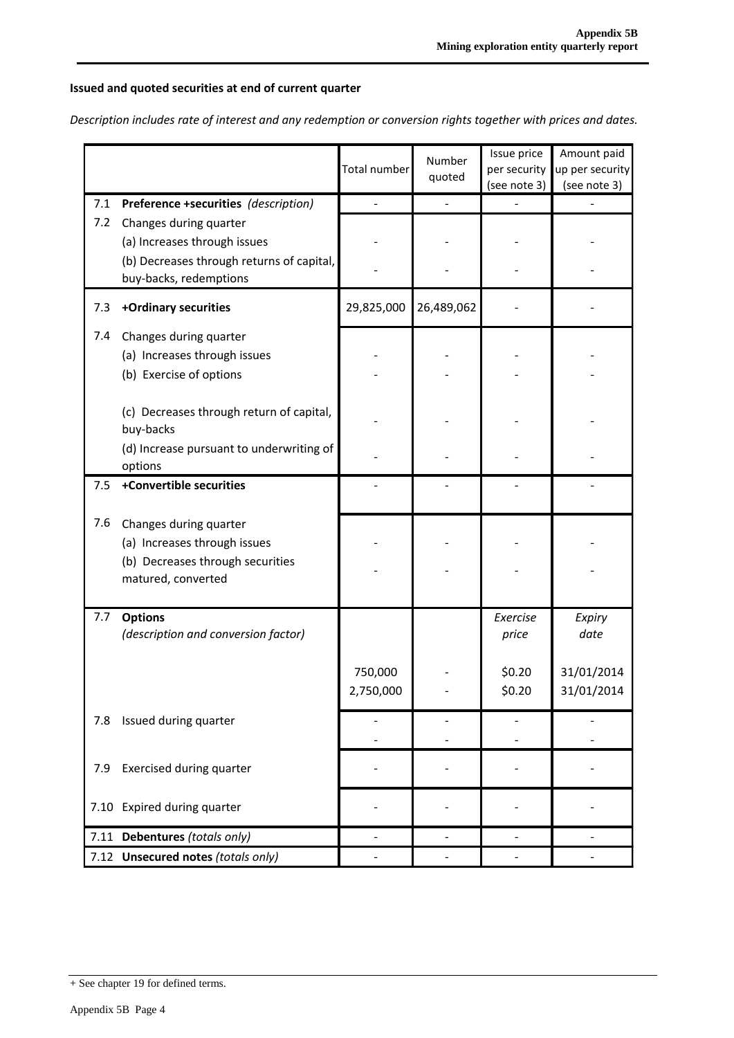**Issued and quoted securities at end of current quarter**

*Description includes rate of interest and any redemption or conversion rights together with prices and dates.*

| | | Total number | Number quoted | Issue price per security (see note 3) | Amount paid up per security (see note 3) |
|---|---|---|---|---|---|
| 7.1 | **Preference +securities** *(description)* | - | - | - | - |
| 7.2 | Changes during quarter | | | | |
| | (a) Increases through issues | - | - | - | - |
| | (b) Decreases through returns of capital, buy-backs, redemptions | - | - | - | - |
| 7.3 | **+Ordinary securities** | 29,825,000 | 26,489,062 | - | - |
| 7.4 | Changes during quarter | | | | |
| | (a) Increases through issues | - | - | - | - |
| | (b) Exercise of options | - | - | - | - |
| | (c) Decreases through return of capital, buy-backs | - | - | - | - |
| | (d) Increase pursuant to underwriting of options | - | - | - | - |
| 7.5 | **+Convertible securities** | - | - | - | - |
| 7.6 | Changes during quarter | | | | |
| | (a) Increases through issues | - | - | - | - |
| | (b) Decreases through securities matured, converted | - | - | - | - |
| 7.7 | **Options** *(description and conversion factor)* | | | *Exercise price* | *Expiry date* |
| | | 750,000 | - | $0.20 | 31/01/2014 |
| | | 2,750,000 | - | $0.20 | 31/01/2014 |
| 7.8 | Issued during quarter | - | - | - | - |
| | | - | - | - | - |
| 7.9 | Exercised during quarter | - | - | - | - |
| 7.10 | Expired during quarter | - | - | - | - |
| 7.11 | **Debentures** *(totals only)* | - | - | - | - |
| 7.12 | **Unsecured notes** *(totals only)* | - | - | - | - |

+ See chapter 19 for defined terms.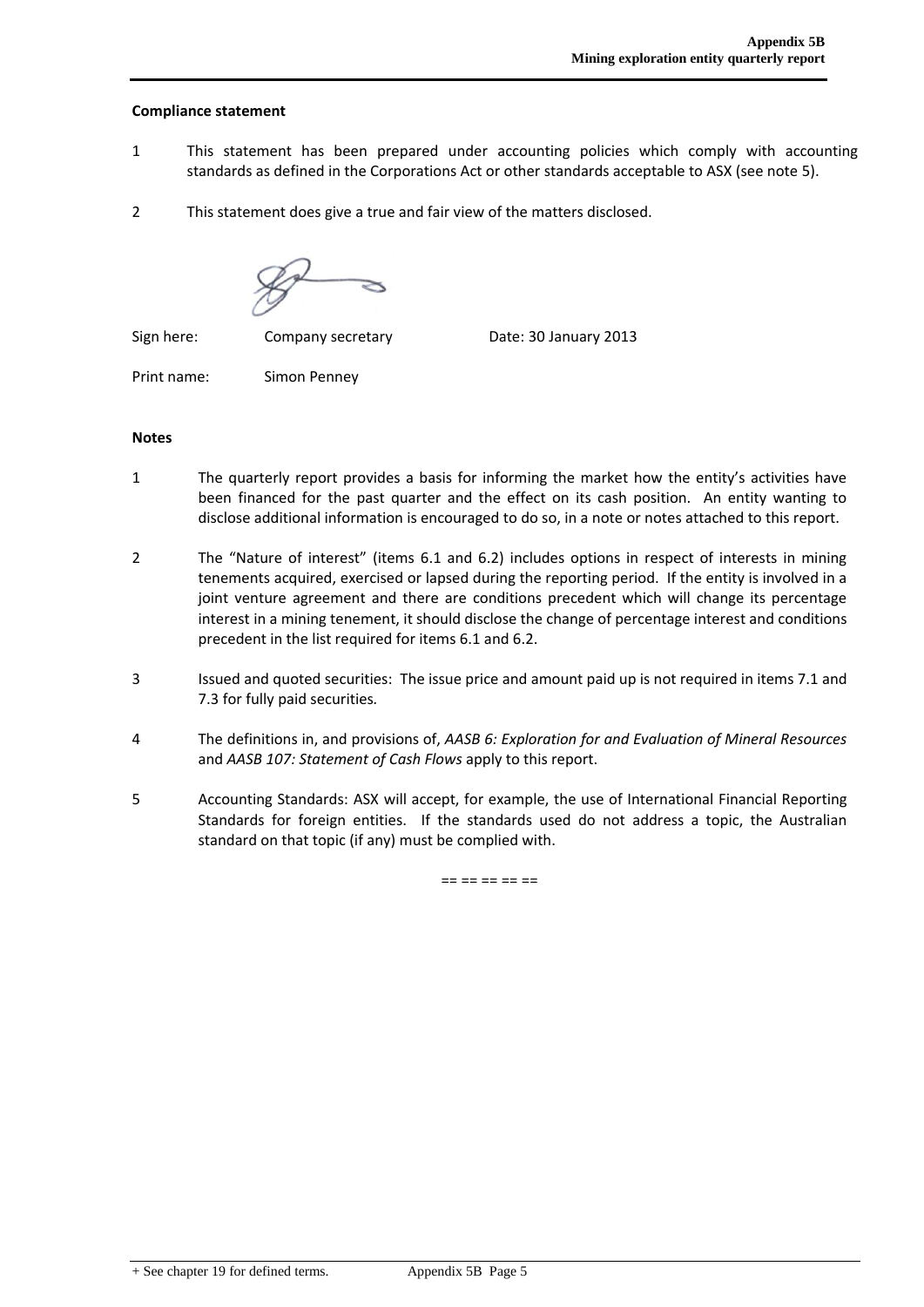**Compliance statement**

1 This statement has been prepared under accounting policies which comply with accounting standards as defined in the Corporations Act or other standards acceptable to ASX (see note 5).

2 This statement does give a true and fair view of the matters disclosed.

Sign here: Company secretary Date: 30 January 2013

Print name: Simon Penney

**Notes**

1 The quarterly report provides a basis for informing the market how the entity's activities have been financed for the past quarter and the effect on its cash position. An entity wanting to disclose additional information is encouraged to do so, in a note or notes attached to this report.

2 The "Nature of interest" (items 6.1 and 6.2) includes options in respect of interests in mining tenements acquired, exercised or lapsed during the reporting period. If the entity is involved in a joint venture agreement and there are conditions precedent which will change its percentage interest in a mining tenement, it should disclose the change of percentage interest and conditions precedent in the list required for items 6.1 and 6.2.

3 Issued and quoted securities: The issue price and amount paid up is not required in items 7.1 and 7.3 for fully paid securities.

4 The definitions in, and provisions of, *AASB 6: Exploration for and Evaluation of Mineral Resources* and *AASB 107: Statement of Cash Flows* apply to this report.

5 Accounting Standards: ASX will accept, for example, the use of International Financial Reporting Standards for foreign entities. If the standards used do not address a topic, the Australian standard on that topic (if any) must be complied with.

== == == == ==